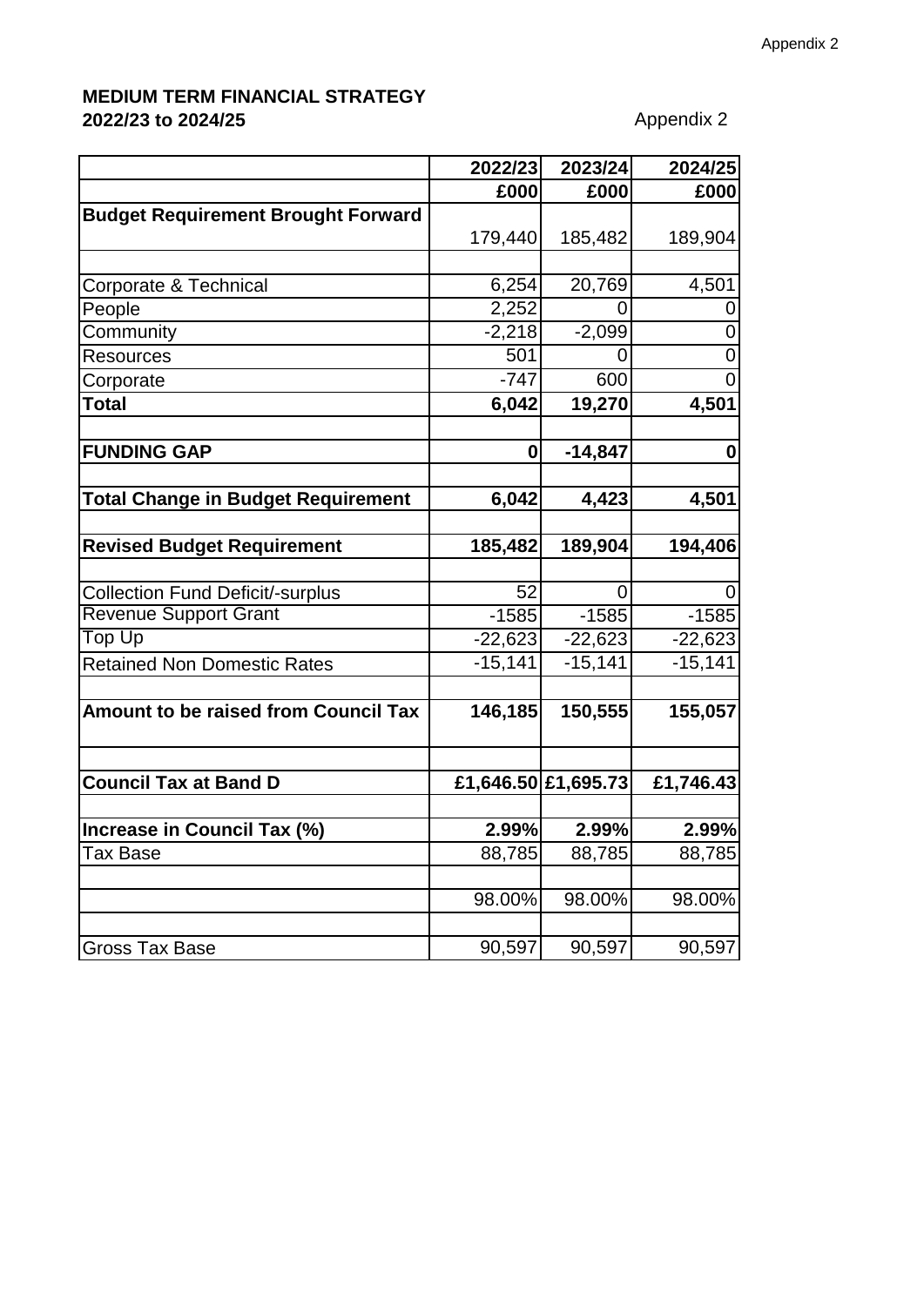Appendix 2

**MEDIUM TERM FINANCIAL STRATEGY**
**2022/23 to 2024/25**

Appendix 2

| | 2022/23 | 2023/24 | 2024/25 |
|---|---|---|---|
| | £000 | £000 | £000 |
| **Budget Requirement Brought Forward** | 179,440 | 185,482 | 189,904 |
| | | | |
| Corporate & Technical | 6,254 | 20,769 | 4,501 |
| People | 2,252 | 0 | 0 |
| Community | -2,218 | -2,099 | 0 |
| Resources | 501 | 0 | 0 |
| Corporate | -747 | 600 | 0 |
| **Total** | **6,042** | **19,270** | **4,501** |
| | | | |
| **FUNDING GAP** | **0** | **-14,847** | **0** |
| | | | |
| **Total Change in Budget Requirement** | **6,042** | **4,423** | **4,501** |
| | | | |
| **Revised Budget Requirement** | **185,482** | **189,904** | **194,406** |
| | | | |
| Collection Fund Deficit/-surplus | 52 | 0 | 0 |
| Revenue Support Grant | -1585 | -1585 | -1585 |
| Top Up | -22,623 | -22,623 | -22,623 |
| Retained Non Domestic Rates | -15,141 | -15,141 | -15,141 |
| | | | |
| **Amount to be raised from Council Tax** | **146,185** | **150,555** | **155,057** |
| | | | |
| **Council Tax at Band D** | **£1,646.50** | **£1,695.73** | **£1,746.43** |
| | | | |
| **Increase in Council Tax (%)** | **2.99%** | **2.99%** | **2.99%** |
| Tax Base | 88,785 | 88,785 | 88,785 |
| | | | |
| | 98.00% | 98.00% | 98.00% |
| | | | |
| Gross Tax Base | 90,597 | 90,597 | 90,597 |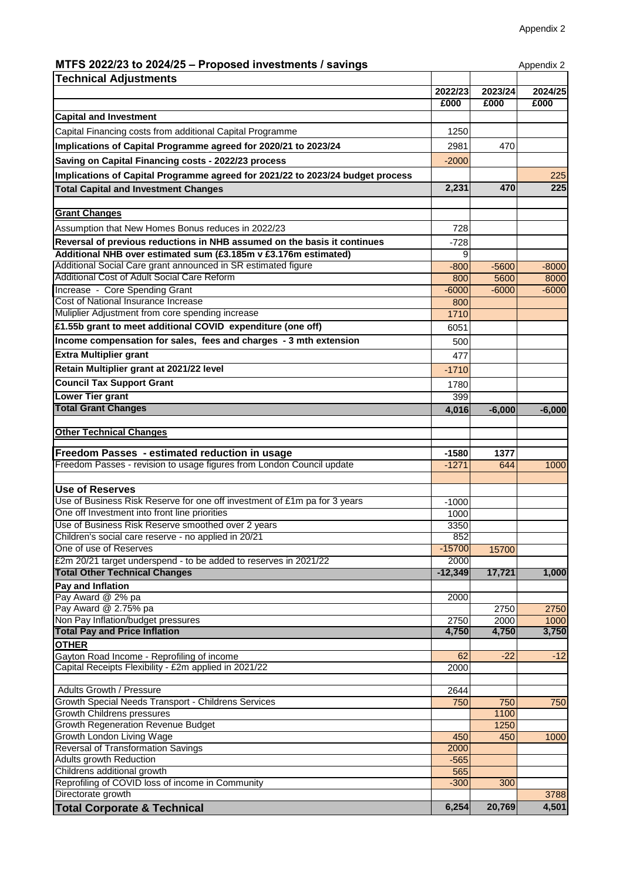Appendix 2

## MTFS 2022/23 to 2024/25 – Proposed investments / savings

Appendix 2

| Technical Adjustments | | | |
|---|---|---|---|
| | 2022/23 | 2023/24 | 2024/25 |
| | £000 | £000 | £000 |
| **Capital and Investment** | | | |
| Capital Financing costs from additional Capital Programme | 1250 | | |
| **Implications of Capital Programme agreed for 2020/21 to 2023/24** | 2981 | 470 | |
| **Saving on Capital Financing costs - 2022/23 process** | -2000 | | |
| **Implications of Capital Programme agreed for 2021/22 to 2023/24 budget process** | | | 225 |
| **Total Capital and Investment Changes** | **2,231** | **470** | **225** |
| | | | |
| **Grant Changes** | | | |
| Assumption that New Homes Bonus reduces in 2022/23 | 728 | | |
| **Reversal of previous reductions in NHB assumed on the basis it continues** | -728 | | |
| **Additional NHB over estimated sum (£3.185m v £3.176m estimated)** | 9 | | |
| Additional Social Care grant announced in SR estimated figure | -800 | -5600 | -8000 |
| Additional Cost of Adult Social Care Reform | 800 | 5600 | 8000 |
| Increase - Core Spending Grant | -6000 | -6000 | -6000 |
| Cost of National Insurance Increase | 800 | | |
| Muliplier Adjustment from core spending increase | 1710 | | |
| **£1.55b grant to meet additional COVID expenditure (one off)** | 6051 | | |
| **Income compensation for sales, fees and charges - 3 mth extension** | 500 | | |
| **Extra Multiplier grant** | 477 | | |
| **Retain Multiplier grant at 2021/22 level** | -1710 | | |
| **Council Tax Support Grant** | 1780 | | |
| **Lower Tier grant** | 399 | | |
| **Total Grant Changes** | **4,016** | **-6,000** | **-6,000** |
| | | | |
| **Other Technical Changes** | | | |
| | | | |
| **Freedom Passes - estimated reduction in usage** | -1580 | 1377 | |
| Freedom Passes - revision to usage figures from London Council update | -1271 | 644 | 1000 |
| | | | |
| **Use of Reserves** | | | |
| Use of Business Risk Reserve for one off investment of £1m pa for 3 years | -1000 | | |
| One off Investment into front line priorities | 1000 | | |
| Use of Business Risk Reserve smoothed over 2 years | 3350 | | |
| Children's social care reserve - no applied in 20/21 | 852 | | |
| One of use of Reserves | -15700 | 15700 | |
| £2m 20/21 target underspend - to be added to reserves in 2021/22 | 2000 | | |
| **Total Other Technical Changes** | **-12,349** | **17,721** | **1,000** |
| **Pay and Inflation** | | | |
| Pay Award @ 2% pa | 2000 | | |
| Pay Award @ 2.75% pa | | 2750 | 2750 |
| Non Pay Inflation/budget pressures | 2750 | 2000 | 1000 |
| **Total Pay and Price Inflation** | **4,750** | **4,750** | **3,750** |
| **OTHER** | | | |
| Gayton Road Income - Reprofiling of income | 62 | -22 | -12 |
| Capital Receipts Flexibility - £2m applied in 2021/22 | 2000 | | |
| | | | |
| Adults Growth / Pressure | 2644 | | |
| Growth Special Needs Transport - Childrens Services | 750 | 750 | 750 |
| Growth Childrens pressures | | 1100 | |
| Growth Regeneration Revenue Budget | | 1250 | |
| Growth London Living Wage | 450 | 450 | 1000 |
| Reversal of Transformation Savings | 2000 | | |
| Adults growth Reduction | -565 | | |
| Childrens additional growth | 565 | | |
| Reprofiling of COVID loss of income in Community | -300 | 300 | |
| Directorate growth | | | 3788 |
| **Total Corporate & Technical** | **6,254** | **20,769** | **4,501** |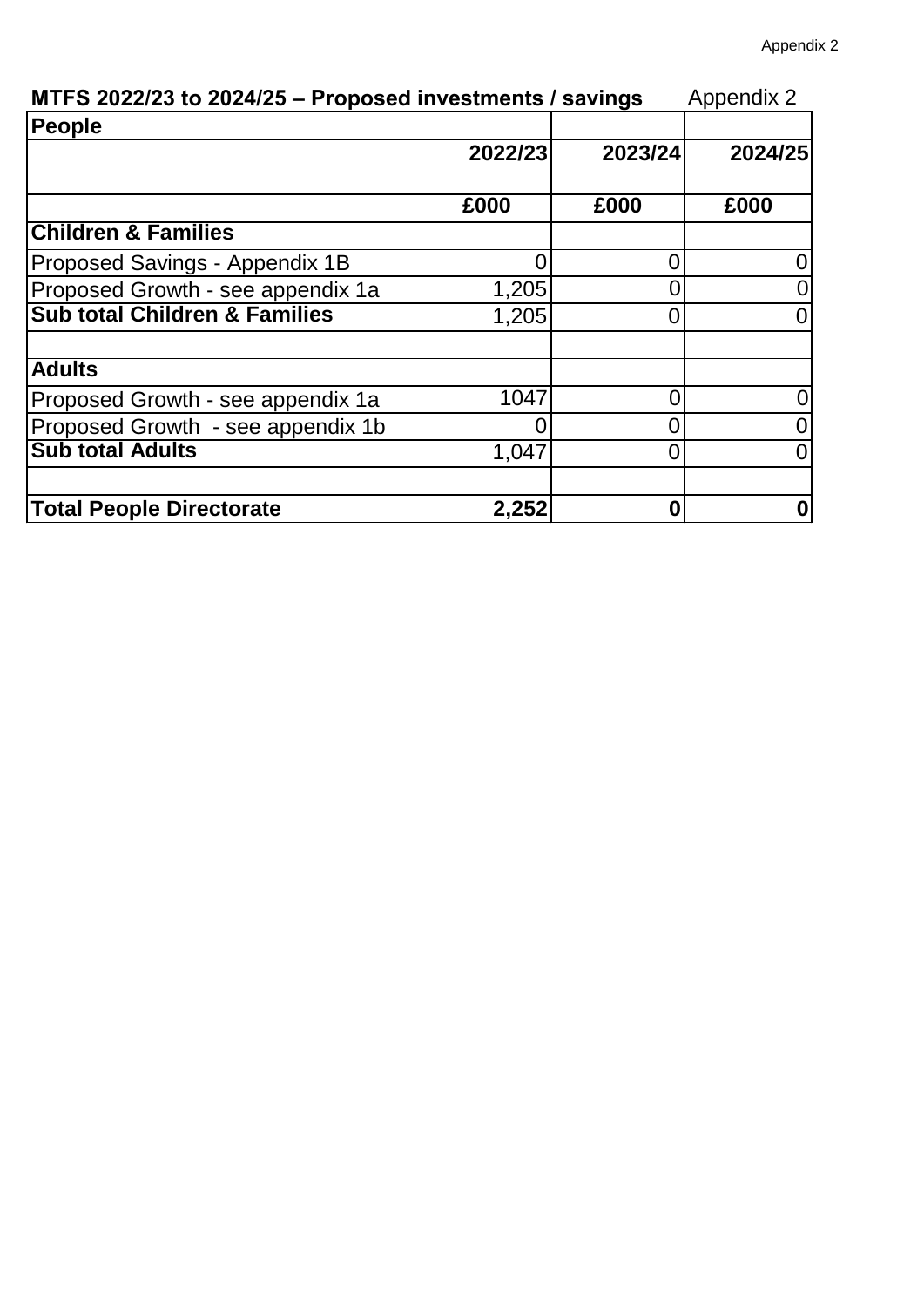# MTFS 2022/23 to 2024/25 – Proposed investments / savings

Appendix 2

| People | | | |
|---|---|---|---|
| | **2022/23** | **2023/24** | **2024/25** |
| | **£000** | **£000** | **£000** |
| **Children & Families** | | | |
| Proposed Savings - Appendix 1B | 0 | 0 | 0 |
| Proposed Growth - see appendix 1a | 1,205 | 0 | 0 |
| **Sub total Children & Families** | 1,205 | 0 | 0 |
| | | | |
| **Adults** | | | |
| Proposed Growth - see appendix 1a | 1047 | 0 | 0 |
| Proposed Growth - see appendix 1b | 0 | 0 | 0 |
| **Sub total Adults** | 1,047 | 0 | 0 |
| | | | |
| **Total People Directorate** | **2,252** | **0** | **0** |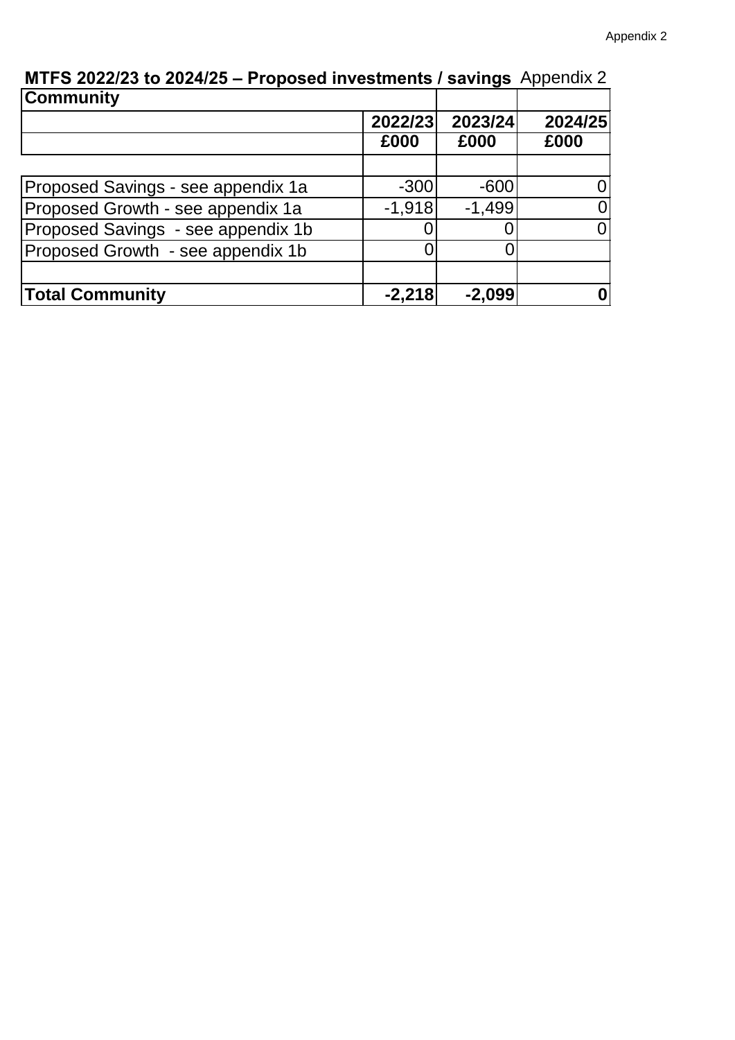Appendix 2

**MTFS 2022/23 to 2024/25 – Proposed investments / savings** Appendix 2

| **Community** | | | |
|---|---|---|---|
| | **2022/23** | **2023/24** | **2024/25** |
| | **£000** | **£000** | **£000** |
| | | | |
| Proposed Savings - see appendix 1a | -300 | -600 | 0 |
| Proposed Growth - see appendix 1a | -1,918 | -1,499 | 0 |
| Proposed Savings - see appendix 1b | 0 | 0 | 0 |
| Proposed Growth - see appendix 1b | 0 | 0 | |
| | | | |
| **Total Community** | **-2,218** | **-2,099** | **0** |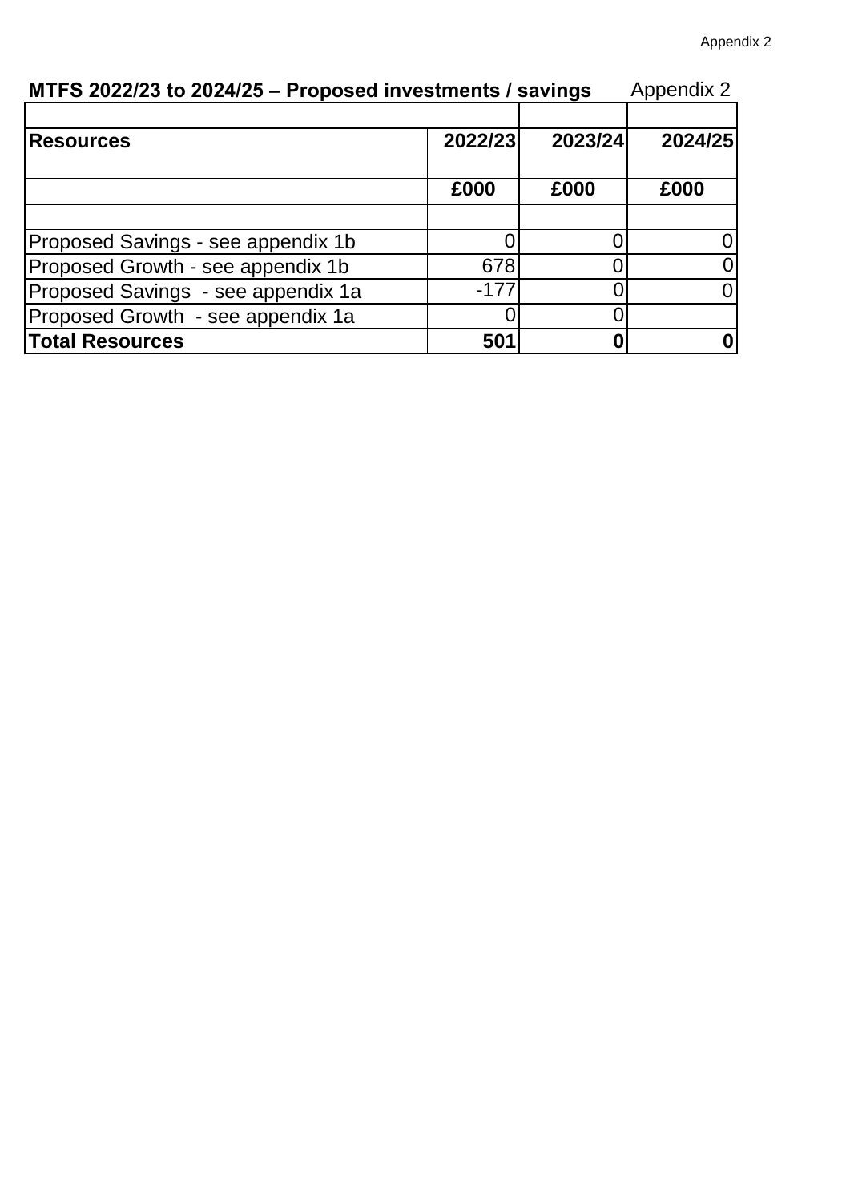## MTFS 2022/23 to 2024/25 – Proposed investments / savings

Appendix 2

| **Resources** | **2022/23** | **2023/24** | **2024/25** |
|---|---|---|---|
| | **£000** | **£000** | **£000** |
| | | | |
| Proposed Savings - see appendix 1b | 0 | 0 | 0 |
| Proposed Growth - see appendix 1b | 678 | 0 | 0 |
| Proposed Savings - see appendix 1a | -177 | 0 | 0 |
| Proposed Growth - see appendix 1a | 0 | 0 | |
| **Total Resources** | **501** | **0** | **0** |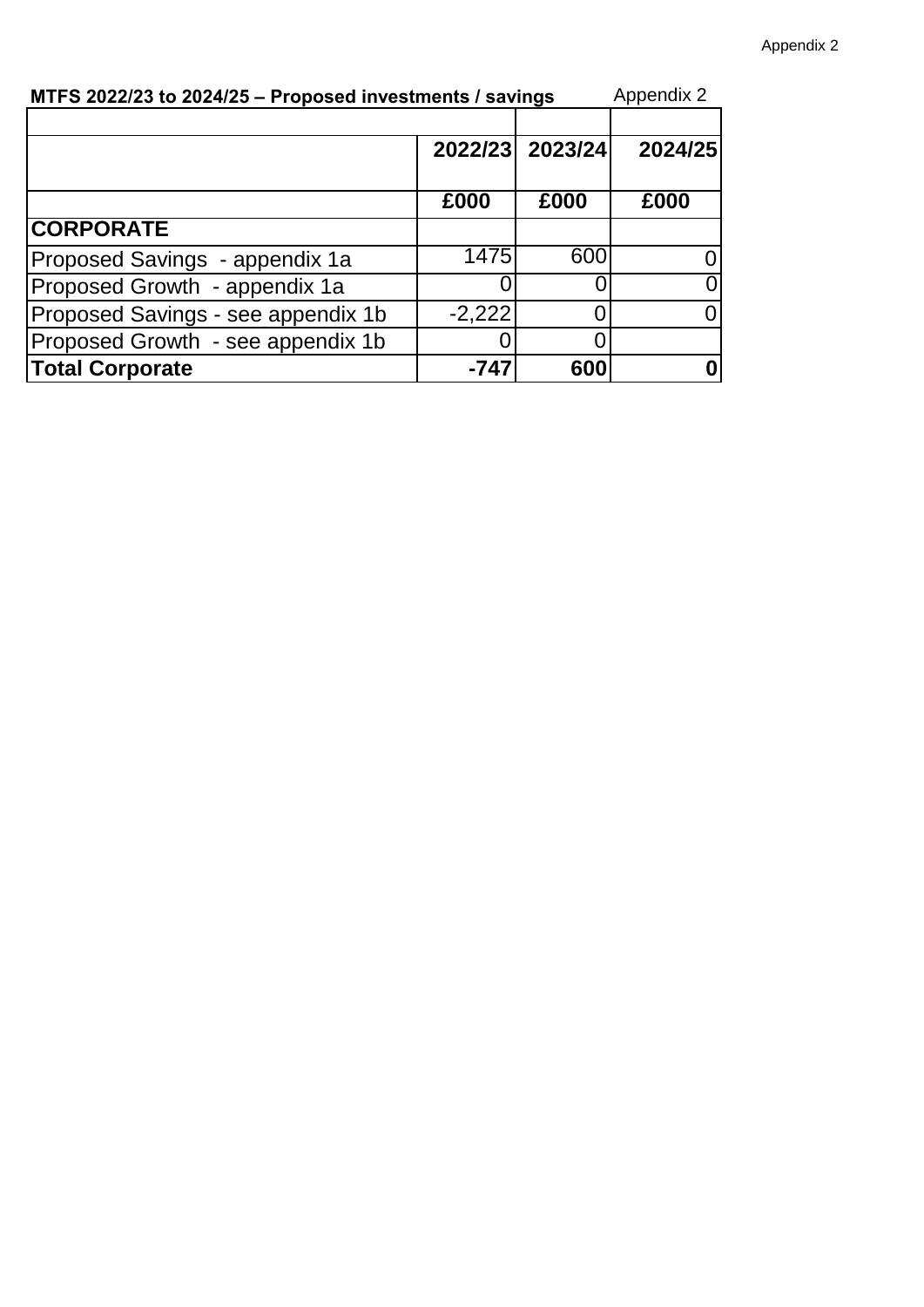Appendix 2

**MTFS 2022/23 to 2024/25 – Proposed investments / savings** Appendix 2

| | | | |
|---|---|---|---|
| | **2022/23** | **2023/24** | **2024/25** |
| | **£000** | **£000** | **£000** |
| **CORPORATE** | | | |
| Proposed Savings - appendix 1a | 1475 | 600 | 0 |
| Proposed Growth - appendix 1a | 0 | 0 | 0 |
| Proposed Savings - see appendix 1b | -2,222 | 0 | 0 |
| Proposed Growth - see appendix 1b | 0 | 0 | |
| **Total Corporate** | **-747** | **600** | **0** |